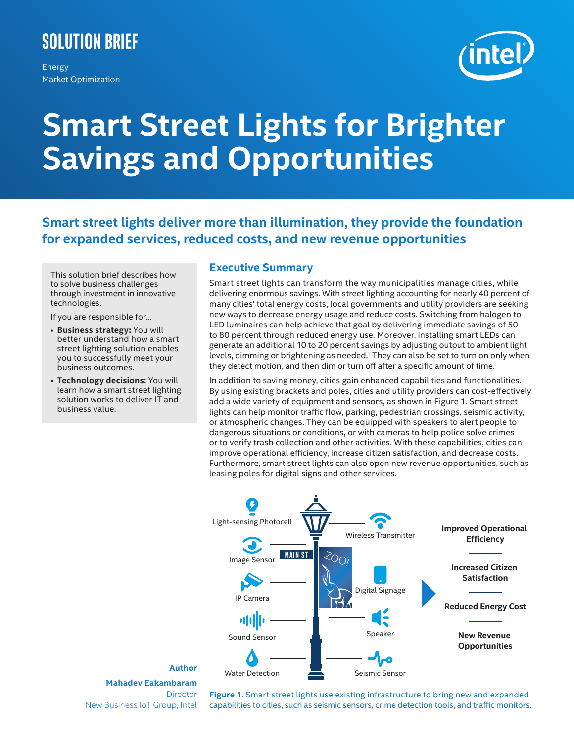SOLUTION BRIEF

Energy
Market Optimization

# Smart Street Lights for Brighter Savings and Opportunities

## Smart street lights deliver more than illumination, they provide the foundation for expanded services, reduced costs, and new revenue opportunities

This solution brief describes how to solve business challenges through investment in innovative technologies.

If you are responsible for...

- **Business strategy:** You will better understand how a smart street lighting solution enables you to successfully meet your business outcomes.
- **Technology decisions:** You will learn how a smart street lighting solution works to deliver IT and business value.

## Executive Summary

Smart street lights can transform the way municipalities manage cities, while delivering enormous savings. With street lighting accounting for nearly 40 percent of many cities' total energy costs, local governments and utility providers are seeking new ways to decrease energy usage and reduce costs. Switching from halogen to LED luminaires can help achieve that goal by delivering immediate savings of 50 to 80 percent through reduced energy use. Moreover, installing smart LEDs can generate an additional 10 to 20 percent savings by adjusting output to ambient light levels, dimming or brightening as needed.[1] They can also be set to turn on only when they detect motion, and then dim or turn off after a specific amount of time.

In addition to saving money, cities gain enhanced capabilities and functionalities. By using existing brackets and poles, cities and utility providers can cost-effectively add a wide variety of equipment and sensors, as shown in Figure 1. Smart street lights can help monitor traffic flow, parking, pedestrian crossings, seismic activity, or atmospheric changes. They can be equipped with speakers to alert people to dangerous situations or conditions, or with cameras to help police solve crimes or to verify trash collection and other activities. With these capabilities, cities can improve operational efficiency, increase citizen satisfaction, and decrease costs. Furthermore, smart street lights can also open new revenue opportunities, such as leasing poles for digital signs and other services.

Light-sensing Photocell · Image Sensor · IP Camera · Sound Sensor · Water Detection · Wireless Transmitter · Digital Signage · Speaker · Seismic Sensor

Improved Operational Efficiency · Increased Citizen Satisfaction · Reduced Energy Cost · New Revenue Opportunities

**Figure 1.** Smart street lights use existing infrastructure to bring new and expanded capabilities to cities, such as seismic sensors, crime detection tools, and traffic monitors.

**Author**

**Mahadev Eakambaram**
Director
New Business IoT Group, Intel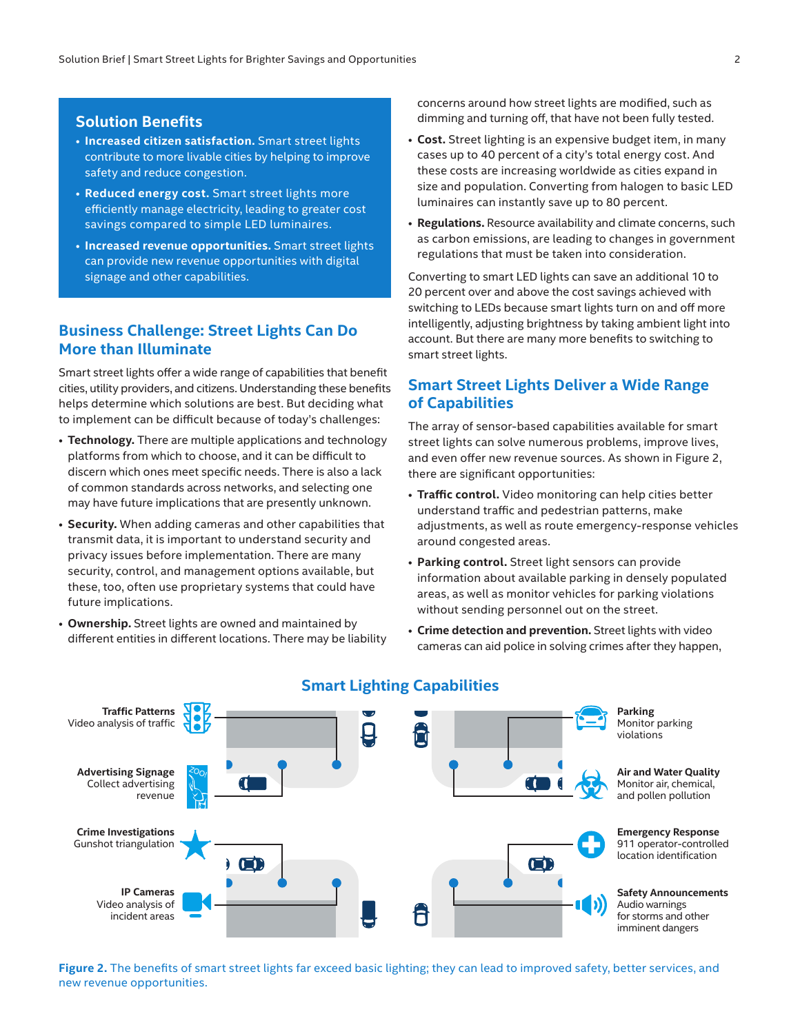## Solution Benefits

- **Increased citizen satisfaction.** Smart street lights contribute to more livable cities by helping to improve safety and reduce congestion.
- **Reduced energy cost.** Smart street lights more efficiently manage electricity, leading to greater cost savings compared to simple LED luminaires.
- **Increased revenue opportunities.** Smart street lights can provide new revenue opportunities with digital signage and other capabilities.

## Business Challenge: Street Lights Can Do More than Illuminate

Smart street lights offer a wide range of capabilities that benefit cities, utility providers, and citizens. Understanding these benefits helps determine which solutions are best. But deciding what to implement can be difficult because of today's challenges:

- **Technology.** There are multiple applications and technology platforms from which to choose, and it can be difficult to discern which ones meet specific needs. There is also a lack of common standards across networks, and selecting one may have future implications that are presently unknown.
- **Security.** When adding cameras and other capabilities that transmit data, it is important to understand security and privacy issues before implementation. There are many security, control, and management options available, but these, too, often use proprietary systems that could have future implications.
- **Ownership.** Street lights are owned and maintained by different entities in different locations. There may be liability concerns around how street lights are modified, such as dimming and turning off, that have not been fully tested.
- **Cost.** Street lighting is an expensive budget item, in many cases up to 40 percent of a city's total energy cost. And these costs are increasing worldwide as cities expand in size and population. Converting from halogen to basic LED luminaires can instantly save up to 80 percent.
- **Regulations.** Resource availability and climate concerns, such as carbon emissions, are leading to changes in government regulations that must be taken into consideration.

Converting to smart LED lights can save an additional 10 to 20 percent over and above the cost savings achieved with switching to LEDs because smart lights turn on and off more intelligently, adjusting brightness by taking ambient light into account. But there are many more benefits to switching to smart street lights.

## Smart Street Lights Deliver a Wide Range of Capabilities

The array of sensor-based capabilities available for smart street lights can solve numerous problems, improve lives, and even offer new revenue sources. As shown in Figure 2, there are significant opportunities:

- **Traffic control.** Video monitoring can help cities better understand traffic and pedestrian patterns, make adjustments, as well as route emergency-response vehicles around congested areas.
- **Parking control.** Street light sensors can provide information about available parking in densely populated areas, as well as monitor vehicles for parking violations without sending personnel out on the street.
- **Crime detection and prevention.** Street lights with video cameras can aid police in solving crimes after they happen,

### Smart Lighting Capabilities

**Traffic Patterns**
Video analysis of traffic

**Advertising Signage**
Collect advertising revenue

**Crime Investigations**
Gunshot triangulation

**IP Cameras**
Video analysis of incident areas

**Parking**
Monitor parking violations

**Air and Water Quality**
Monitor air, chemical, and pollen pollution

**Emergency Response**
911 operator-controlled location identification

**Safety Announcements**
Audio warnings for storms and other imminent dangers

**Figure 2.** The benefits of smart street lights far exceed basic lighting; they can lead to improved safety, better services, and new revenue opportunities.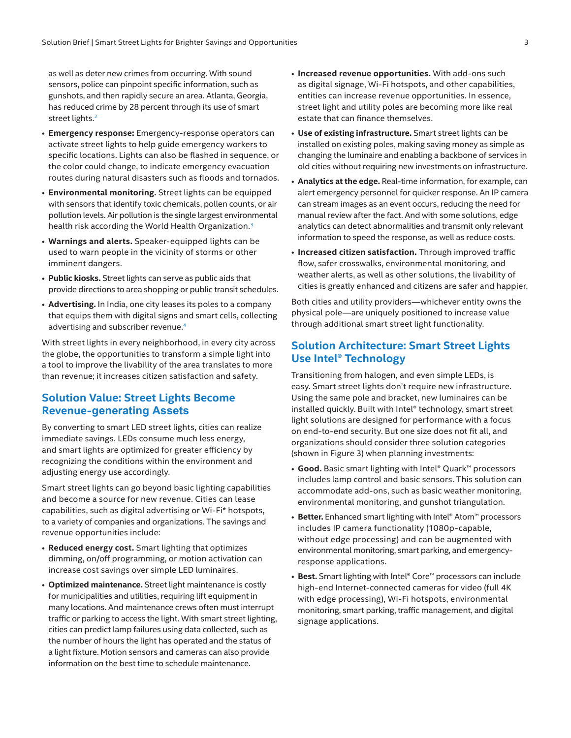as well as deter new crimes from occurring. With sound sensors, police can pinpoint specific information, such as gunshots, and then rapidly secure an area. Atlanta, Georgia, has reduced crime by 28 percent through its use of smart street lights.[2]

- **Emergency response:** Emergency-response operators can activate street lights to help guide emergency workers to specific locations. Lights can also be flashed in sequence, or the color could change, to indicate emergency evacuation routes during natural disasters such as floods and tornados.
- **Environmental monitoring.** Street lights can be equipped with sensors that identify toxic chemicals, pollen counts, or air pollution levels. Air pollution is the single largest environmental health risk according the World Health Organization.[3]
- **Warnings and alerts.** Speaker-equipped lights can be used to warn people in the vicinity of storms or other imminent dangers.
- **Public kiosks.** Street lights can serve as public aids that provide directions to area shopping or public transit schedules.
- **Advertising.** In India, one city leases its poles to a company that equips them with digital signs and smart cells, collecting advertising and subscriber revenue.[4]

With street lights in every neighborhood, in every city across the globe, the opportunities to transform a simple light into a tool to improve the livability of the area translates to more than revenue; it increases citizen satisfaction and safety.

## Solution Value: Street Lights Become Revenue-generating Assets

By converting to smart LED street lights, cities can realize immediate savings. LEDs consume much less energy, and smart lights are optimized for greater efficiency by recognizing the conditions within the environment and adjusting energy use accordingly.

Smart street lights can go beyond basic lighting capabilities and become a source for new revenue. Cities can lease capabilities, such as digital advertising or Wi-Fi* hotspots, to a variety of companies and organizations. The savings and revenue opportunities include:

- **Reduced energy cost.** Smart lighting that optimizes dimming, on/off programming, or motion activation can increase cost savings over simple LED luminaires.
- **Optimized maintenance.** Street light maintenance is costly for municipalities and utilities, requiring lift equipment in many locations. And maintenance crews often must interrupt traffic or parking to access the light. With smart street lighting, cities can predict lamp failures using data collected, such as the number of hours the light has operated and the status of a light fixture. Motion sensors and cameras can also provide information on the best time to schedule maintenance.
- **Increased revenue opportunities.** With add-ons such as digital signage, Wi-Fi hotspots, and other capabilities, entities can increase revenue opportunities. In essence, street light and utility poles are becoming more like real estate that can finance themselves.
- **Use of existing infrastructure.** Smart street lights can be installed on existing poles, making saving money as simple as changing the luminaire and enabling a backbone of services in old cities without requiring new investments on infrastructure.
- **Analytics at the edge.** Real-time information, for example, can alert emergency personnel for quicker response. An IP camera can stream images as an event occurs, reducing the need for manual review after the fact. And with some solutions, edge analytics can detect abnormalities and transmit only relevant information to speed the response, as well as reduce costs.
- **Increased citizen satisfaction.** Through improved traffic flow, safer crosswalks, environmental monitoring, and weather alerts, as well as other solutions, the livability of cities is greatly enhanced and citizens are safer and happier.

Both cities and utility providers—whichever entity owns the physical pole—are uniquely positioned to increase value through additional smart street light functionality.

## Solution Architecture: Smart Street Lights Use Intel® Technology

Transitioning from halogen, and even simple LEDs, is easy. Smart street lights don't require new infrastructure. Using the same pole and bracket, new luminaires can be installed quickly. Built with Intel® technology, smart street light solutions are designed for performance with a focus on end-to-end security. But one size does not fit all, and organizations should consider three solution categories (shown in Figure 3) when planning investments:

- **Good.** Basic smart lighting with Intel® Quark™ processors includes lamp control and basic sensors. This solution can accommodate add-ons, such as basic weather monitoring, environmental monitoring, and gunshot triangulation.
- **Better.** Enhanced smart lighting with Intel® Atom™ processors includes IP camera functionality (1080p-capable, without edge processing) and can be augmented with environmental monitoring, smart parking, and emergency-response applications.
- **Best.** Smart lighting with Intel® Core™ processors can include high-end Internet-connected cameras for video (full 4K with edge processing), Wi-Fi hotspots, environmental monitoring, smart parking, traffic management, and digital signage applications.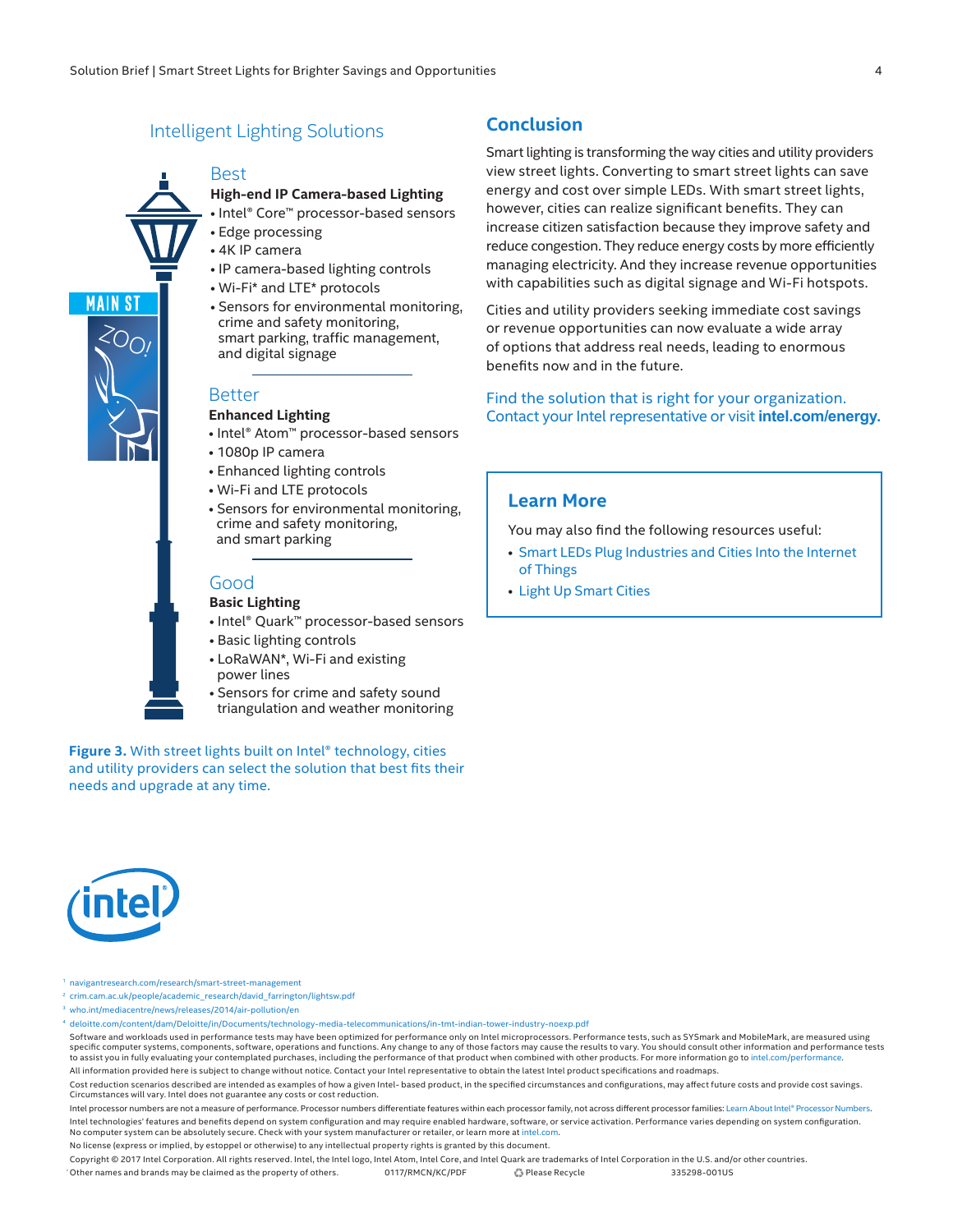## Intelligent Lighting Solutions

### Best

**High-end IP Camera-based Lighting**

- Intel® Core™ processor-based sensors
- Edge processing
- 4K IP camera
- IP camera-based lighting controls
- Wi-Fi* and LTE* protocols
- Sensors for environmental monitoring, crime and safety monitoring, smart parking, traffic management, and digital signage

### Better

**Enhanced Lighting**

- Intel® Atom™ processor-based sensors
- 1080p IP camera
- Enhanced lighting controls
- Wi-Fi and LTE protocols
- Sensors for environmental monitoring, crime and safety monitoring, and smart parking

### Good

**Basic Lighting**

- Intel® Quark™ processor-based sensors
- Basic lighting controls
- LoRaWAN*, Wi-Fi and existing power lines
- Sensors for crime and safety sound triangulation and weather monitoring

MAIN ST

ZOO!

**Figure 3.** With street lights built on Intel® technology, cities and utility providers can select the solution that best fits their needs and upgrade at any time.

## Conclusion

Smart lighting is transforming the way cities and utility providers view street lights. Converting to smart street lights can save energy and cost over simple LEDs. With smart street lights, however, cities can realize significant benefits. They can increase citizen satisfaction because they improve safety and reduce congestion. They reduce energy costs by more efficiently managing electricity. And they increase revenue opportunities with capabilities such as digital signage and Wi-Fi hotspots.

Cities and utility providers seeking immediate cost savings or revenue opportunities can now evaluate a wide array of options that address real needs, leading to enormous benefits now and in the future.

Find the solution that is right for your organization. Contact your Intel representative or visit **intel.com/energy.**

### Learn More

You may also find the following resources useful:

- Smart LEDs Plug Industries and Cities Into the Internet of Things
- Light Up Smart Cities

intel

[1] navigantresearch.com/research/smart-street-management
[2] crim.cam.ac.uk/people/academic_research/david_farrington/lightsw.pdf
[3] who.int/mediacentre/news/releases/2014/air-pollution/en
[4] deloitte.com/content/dam/Deloitte/in/Documents/technology-media-telecommunications/in-tmt-indian-tower-industry-noexp.pdf

Software and workloads used in performance tests may have been optimized for performance only on Intel microprocessors. Performance tests, such as SYSmark and MobileMark, are measured using specific computer systems, components, software, operations and functions. Any change to any of those factors may cause the results to vary. You should consult other information and performance tests to assist you in fully evaluating your contemplated purchases, including the performance of that product when combined with other products. For more information go to intel.com/performance.

All information provided here is subject to change without notice. Contact your Intel representative to obtain the latest Intel product specifications and roadmaps.

Cost reduction scenarios described are intended as examples of how a given Intel- based product, in the specified circumstances and configurations, may affect future costs and provide cost savings. Circumstances will vary. Intel does not guarantee any costs or cost reduction.

Intel processor numbers are not a measure of performance. Processor numbers differentiate features within each processor family, not across different processor families: Learn About Intel® Processor Numbers.

Intel technologies' features and benefits depend on system configuration and may require enabled hardware, software, or service activation. Performance varies depending on system configuration. No computer system can be absolutely secure. Check with your system manufacturer or retailer, or learn more at intel.com.

No license (express or implied, by estoppel or otherwise) to any intellectual property rights is granted by this document.

Copyright © 2017 Intel Corporation. All rights reserved. Intel, the Intel logo, Intel Atom, Intel Core, and Intel Quark are trademarks of Intel Corporation in the U.S. and/or other countries.

*Other names and brands may be claimed as the property of others. 0117/RMCN/KC/PDF Please Recycle 335298-001US